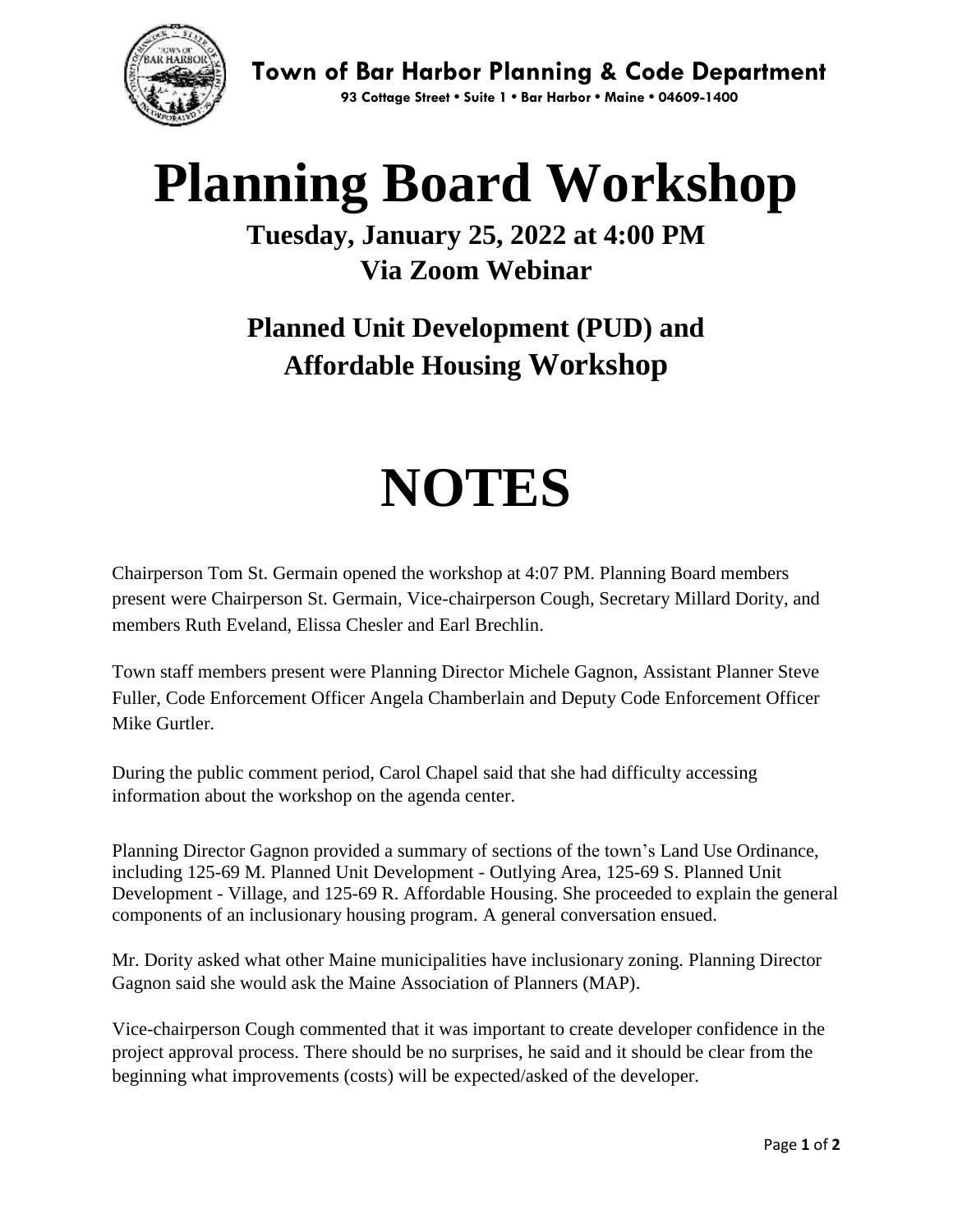**Town of Bar Harbor Planning & Code Department**

**93 Cottage Street • Suite 1 • Bar Harbor • Maine • 04609-1400**

# Planning Board Workshop

## Tuesday, January 25, 2022 at 4:00 PM
## Via Zoom Webinar

## Planned Unit Development (PUD) and Affordable Housing Workshop

# NOTES

Chairperson Tom St. Germain opened the workshop at 4:07 PM. Planning Board members present were Chairperson St. Germain, Vice-chairperson Cough, Secretary Millard Dority, and members Ruth Eveland, Elissa Chesler and Earl Brechlin.

Town staff members present were Planning Director Michele Gagnon, Assistant Planner Steve Fuller, Code Enforcement Officer Angela Chamberlain and Deputy Code Enforcement Officer Mike Gurtler.

During the public comment period, Carol Chapel said that she had difficulty accessing information about the workshop on the agenda center.

Planning Director Gagnon provided a summary of sections of the town's Land Use Ordinance, including 125-69 M. Planned Unit Development - Outlying Area, 125-69 S. Planned Unit Development - Village, and 125-69 R. Affordable Housing. She proceeded to explain the general components of an inclusionary housing program. A general conversation ensued.

Mr. Dority asked what other Maine municipalities have inclusionary zoning. Planning Director Gagnon said she would ask the Maine Association of Planners (MAP).

Vice-chairperson Cough commented that it was important to create developer confidence in the project approval process. There should be no surprises, he said and it should be clear from the beginning what improvements (costs) will be expected/asked of the developer.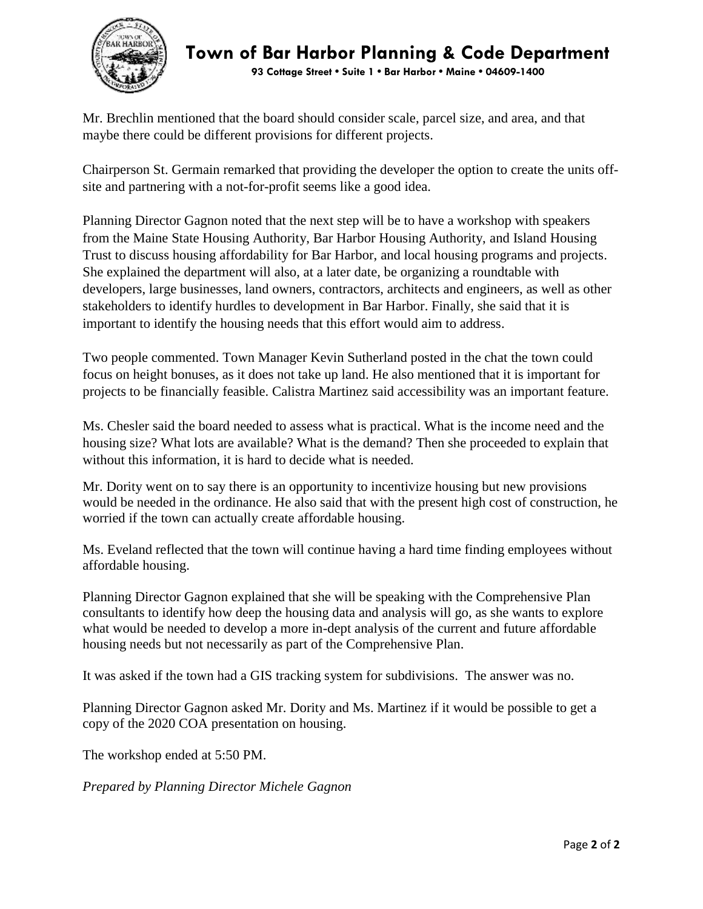Mr. Brechlin mentioned that the board should consider scale, parcel size, and area, and that maybe there could be different provisions for different projects.

Chairperson St. Germain remarked that providing the developer the option to create the units off-site and partnering with a not-for-profit seems like a good idea.

Planning Director Gagnon noted that the next step will be to have a workshop with speakers from the Maine State Housing Authority, Bar Harbor Housing Authority, and Island Housing Trust to discuss housing affordability for Bar Harbor, and local housing programs and projects. She explained the department will also, at a later date, be organizing a roundtable with developers, large businesses, land owners, contractors, architects and engineers, as well as other stakeholders to identify hurdles to development in Bar Harbor. Finally, she said that it is important to identify the housing needs that this effort would aim to address.

Two people commented. Town Manager Kevin Sutherland posted in the chat the town could focus on height bonuses, as it does not take up land. He also mentioned that it is important for projects to be financially feasible. Calistra Martinez said accessibility was an important feature.

Ms. Chesler said the board needed to assess what is practical. What is the income need and the housing size? What lots are available? What is the demand? Then she proceeded to explain that without this information, it is hard to decide what is needed.

Mr. Dority went on to say there is an opportunity to incentivize housing but new provisions would be needed in the ordinance. He also said that with the present high cost of construction, he worried if the town can actually create affordable housing.

Ms. Eveland reflected that the town will continue having a hard time finding employees without affordable housing.

Planning Director Gagnon explained that she will be speaking with the Comprehensive Plan consultants to identify how deep the housing data and analysis will go, as she wants to explore what would be needed to develop a more in-dept analysis of the current and future affordable housing needs but not necessarily as part of the Comprehensive Plan.

It was asked if the town had a GIS tracking system for subdivisions. The answer was no.

Planning Director Gagnon asked Mr. Dority and Ms. Martinez if it would be possible to get a copy of the 2020 COA presentation on housing.

The workshop ended at 5:50 PM.

*Prepared by Planning Director Michele Gagnon*